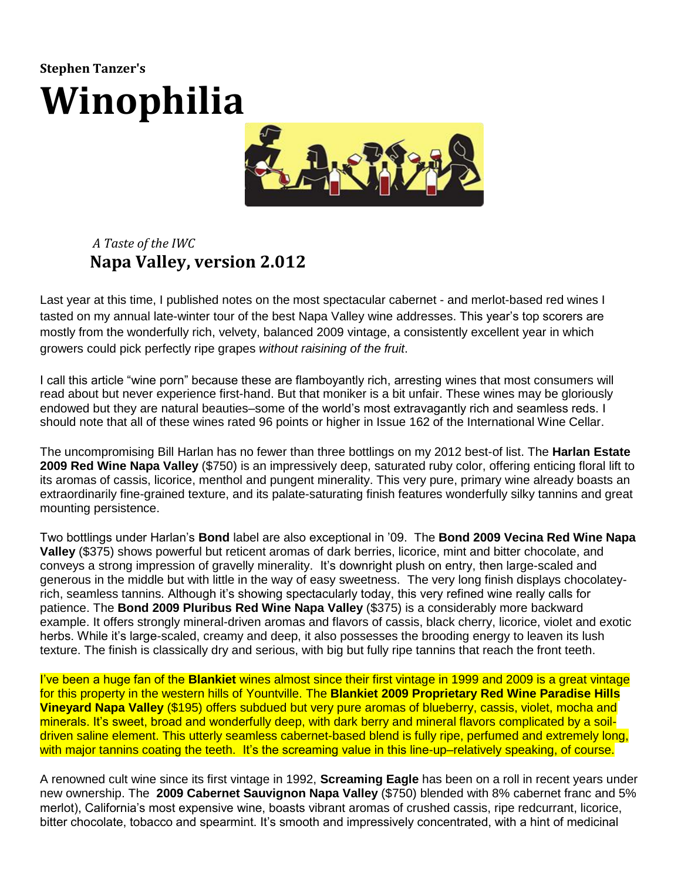**Stephen Tanzer's**

# Winophilia

*A Taste of the IWC*

## Napa Valley, version 2.012

Last year at this time, I published notes on the most spectacular cabernet - and merlot-based red wines I tasted on my annual late-winter tour of the best Napa Valley wine addresses. This year's top scorers are mostly from the wonderfully rich, velvety, balanced 2009 vintage, a consistently excellent year in which growers could pick perfectly ripe grapes *without raisining of the fruit*.

I call this article "wine porn" because these are flamboyantly rich, arresting wines that most consumers will read about but never experience first-hand. But that moniker is a bit unfair. These wines may be gloriously endowed but they are natural beauties–some of the world's most extravagantly rich and seamless reds. I should note that all of these wines rated 96 points or higher in Issue 162 of the International Wine Cellar.

The uncompromising Bill Harlan has no fewer than three bottlings on my 2012 best-of list. The **Harlan Estate 2009 Red Wine Napa Valley** ($750) is an impressively deep, saturated ruby color, offering enticing floral lift to its aromas of cassis, licorice, menthol and pungent minerality. This very pure, primary wine already boasts an extraordinarily fine-grained texture, and its palate-saturating finish features wonderfully silky tannins and great mounting persistence.

Two bottlings under Harlan's **Bond** label are also exceptional in '09. The **Bond 2009 Vecina Red Wine Napa Valley** ($375) shows powerful but reticent aromas of dark berries, licorice, mint and bitter chocolate, and conveys a strong impression of gravelly minerality. It's downright plush on entry, then large-scaled and generous in the middle but with little in the way of easy sweetness. The very long finish displays chocolatey-rich, seamless tannins. Although it's showing spectacularly today, this very refined wine really calls for patience. The **Bond 2009 Pluribus Red Wine Napa Valley** ($375) is a considerably more backward example. It offers strongly mineral-driven aromas and flavors of cassis, black cherry, licorice, violet and exotic herbs. While it's large-scaled, creamy and deep, it also possesses the brooding energy to leaven its lush texture. The finish is classically dry and serious, with big but fully ripe tannins that reach the front teeth.

I've been a huge fan of the **Blankiet** wines almost since their first vintage in 1999 and 2009 is a great vintage for this property in the western hills of Yountville. The **Blankiet 2009 Proprietary Red Wine Paradise Hills Vineyard Napa Valley** ($195) offers subdued but very pure aromas of blueberry, cassis, violet, mocha and minerals. It's sweet, broad and wonderfully deep, with dark berry and mineral flavors complicated by a soil-driven saline element. This utterly seamless cabernet-based blend is fully ripe, perfumed and extremely long, with major tannins coating the teeth. It's the screaming value in this line-up–relatively speaking, of course.

A renowned cult wine since its first vintage in 1992, **Screaming Eagle** has been on a roll in recent years under new ownership. The **2009 Cabernet Sauvignon Napa Valley** ($750) blended with 8% cabernet franc and 5% merlot), California's most expensive wine, boasts vibrant aromas of crushed cassis, ripe redcurrant, licorice, bitter chocolate, tobacco and spearmint. It's smooth and impressively concentrated, with a hint of medicinal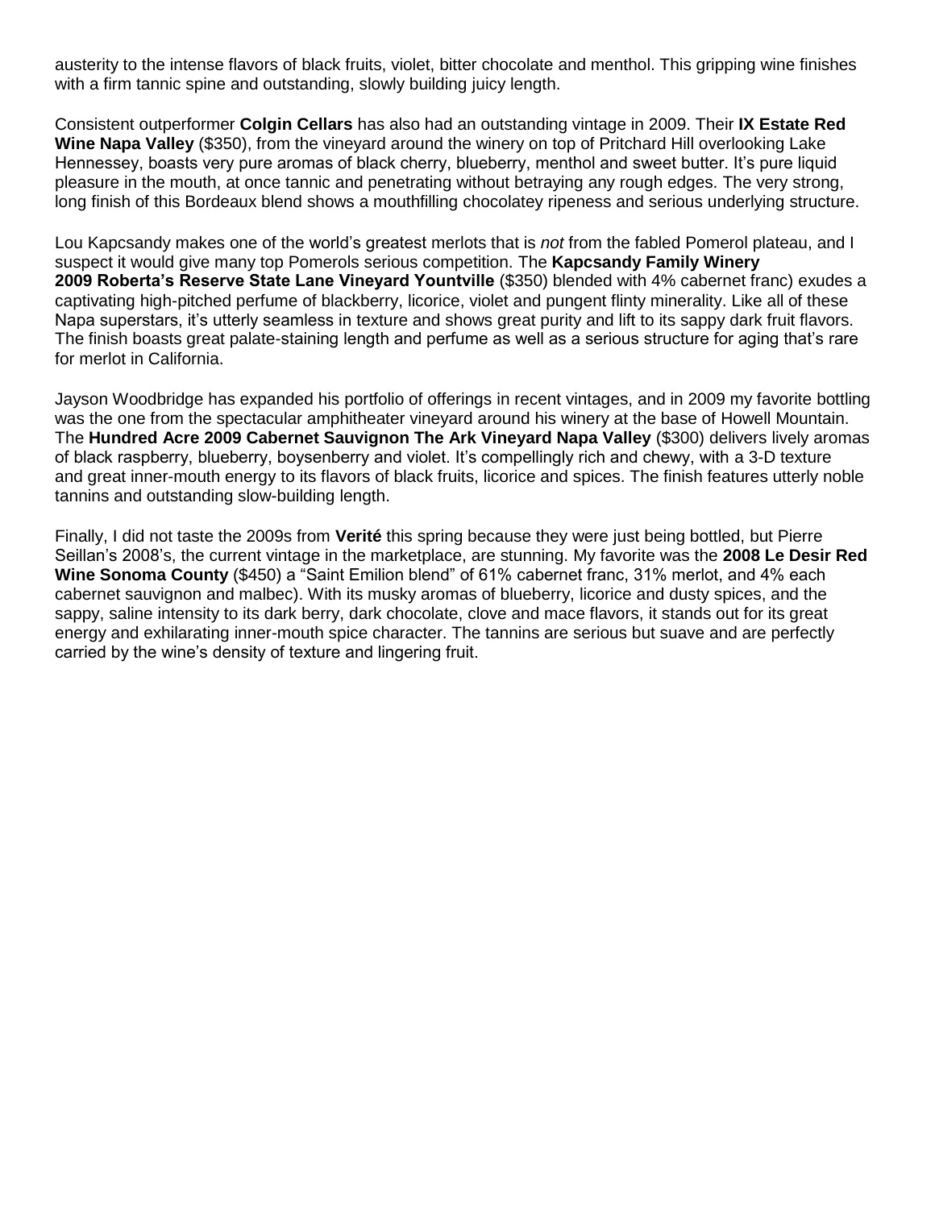austerity to the intense flavors of black fruits, violet, bitter chocolate and menthol. This gripping wine finishes with a firm tannic spine and outstanding, slowly building juicy length.

Consistent outperformer **Colgin Cellars** has also had an outstanding vintage in 2009. Their **IX Estate Red Wine Napa Valley** ($350), from the vineyard around the winery on top of Pritchard Hill overlooking Lake Hennessey, boasts very pure aromas of black cherry, blueberry, menthol and sweet butter. It's pure liquid pleasure in the mouth, at once tannic and penetrating without betraying any rough edges. The very strong, long finish of this Bordeaux blend shows a mouthfilling chocolatey ripeness and serious underlying structure.

Lou Kapcsandy makes one of the world's greatest merlots that is *not* from the fabled Pomerol plateau, and I suspect it would give many top Pomerols serious competition. The **Kapcsandy Family Winery 2009 Roberta's Reserve State Lane Vineyard Yountville** ($350) blended with 4% cabernet franc) exudes a captivating high-pitched perfume of blackberry, licorice, violet and pungent flinty minerality. Like all of these Napa superstars, it's utterly seamless in texture and shows great purity and lift to its sappy dark fruit flavors. The finish boasts great palate-staining length and perfume as well as a serious structure for aging that's rare for merlot in California.

Jayson Woodbridge has expanded his portfolio of offerings in recent vintages, and in 2009 my favorite bottling was the one from the spectacular amphitheater vineyard around his winery at the base of Howell Mountain. The **Hundred Acre 2009 Cabernet Sauvignon The Ark Vineyard Napa Valley** ($300) delivers lively aromas of black raspberry, blueberry, boysenberry and violet. It's compellingly rich and chewy, with a 3-D texture and great inner-mouth energy to its flavors of black fruits, licorice and spices. The finish features utterly noble tannins and outstanding slow-building length.

Finally, I did not taste the 2009s from **Verité** this spring because they were just being bottled, but Pierre Seillan's 2008's, the current vintage in the marketplace, are stunning. My favorite was the **2008 Le Desir Red Wine Sonoma County** ($450) a "Saint Emilion blend" of 61% cabernet franc, 31% merlot, and 4% each cabernet sauvignon and malbec). With its musky aromas of blueberry, licorice and dusty spices, and the sappy, saline intensity to its dark berry, dark chocolate, clove and mace flavors, it stands out for its great energy and exhilarating inner-mouth spice character. The tannins are serious but suave and are perfectly carried by the wine's density of texture and lingering fruit.